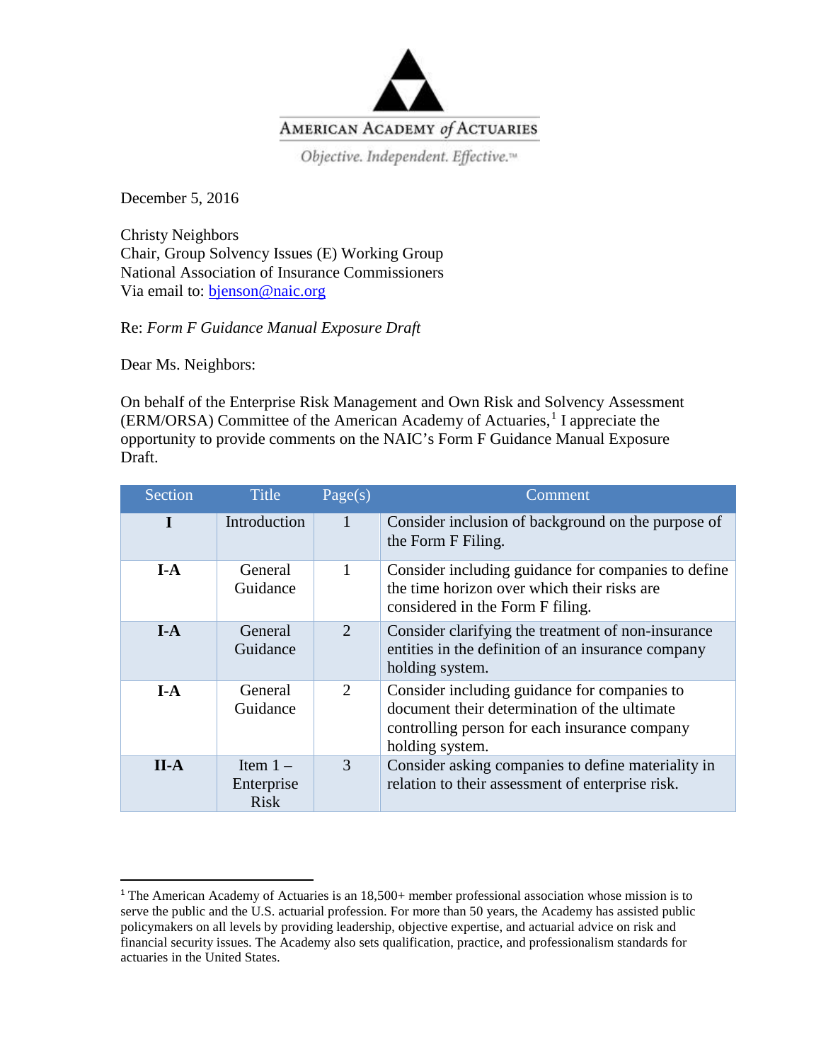AMERICAN ACADEMY *of* ACTUARIES

*Objective. Independent. Effective.*™

December 5, 2016

Christy Neighbors
Chair, Group Solvency Issues (E) Working Group
National Association of Insurance Commissioners
Via email to: bjenson@naic.org

Re: *Form F Guidance Manual Exposure Draft*

Dear Ms. Neighbors:

On behalf of the Enterprise Risk Management and Own Risk and Solvency Assessment (ERM/ORSA) Committee of the American Academy of Actuaries,[1] I appreciate the opportunity to provide comments on the NAIC's Form F Guidance Manual Exposure Draft.

| Section | Title | Page(s) | Comment |
|---|---|---|---|
| **I** | Introduction | 1 | Consider inclusion of background on the purpose of the Form F Filing. |
| **I-A** | General Guidance | 1 | Consider including guidance for companies to define the time horizon over which their risks are considered in the Form F filing. |
| **I-A** | General Guidance | 2 | Consider clarifying the treatment of non-insurance entities in the definition of an insurance company holding system. |
| **I-A** | General Guidance | 2 | Consider including guidance for companies to document their determination of the ultimate controlling person for each insurance company holding system. |
| **II-A** | Item 1 – Enterprise Risk | 3 | Consider asking companies to define materiality in relation to their assessment of enterprise risk. |

[1] The American Academy of Actuaries is an 18,500+ member professional association whose mission is to serve the public and the U.S. actuarial profession. For more than 50 years, the Academy has assisted public policymakers on all levels by providing leadership, objective expertise, and actuarial advice on risk and financial security issues. The Academy also sets qualification, practice, and professionalism standards for actuaries in the United States.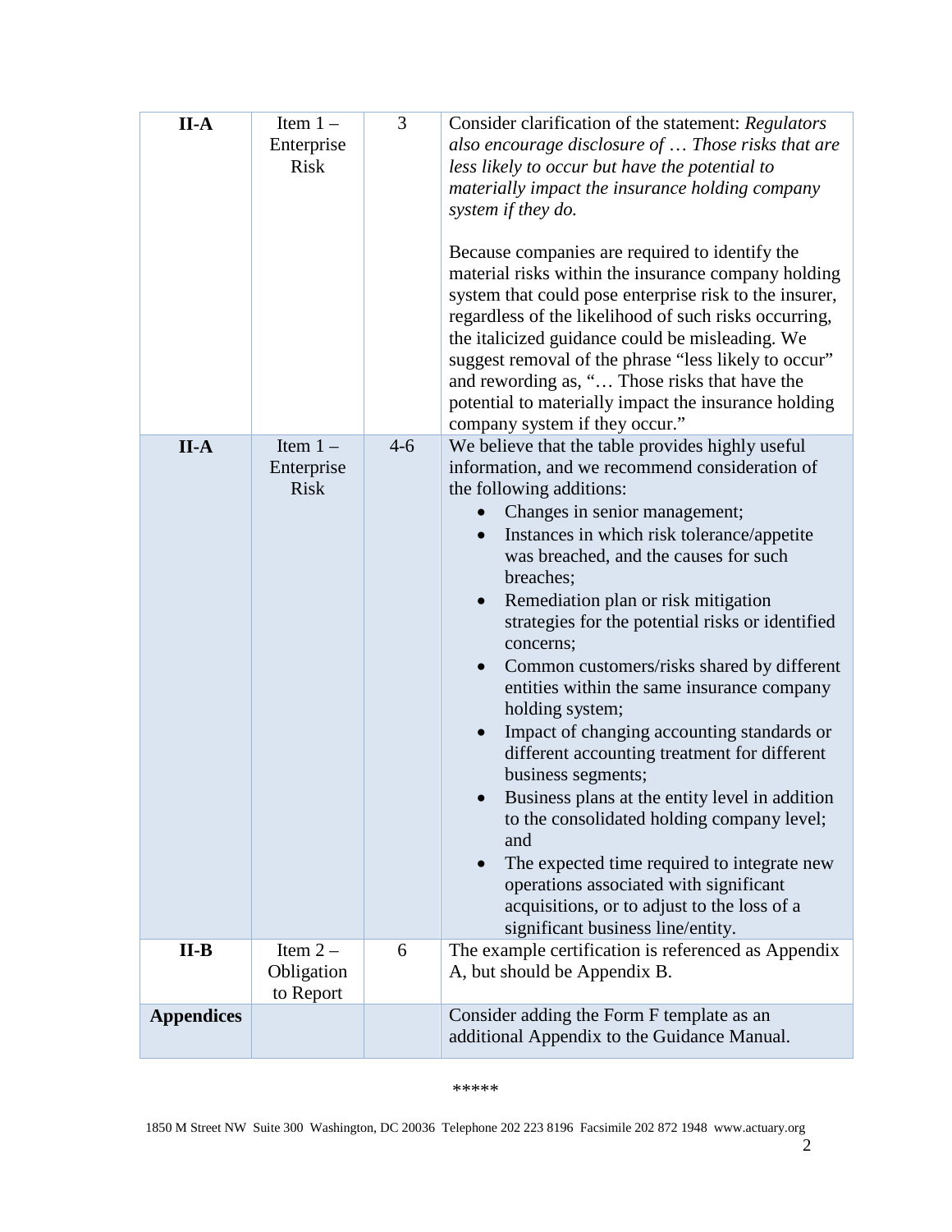| | | | |
|---|---|---|---|
| **II-A** | Item 1 – Enterprise Risk | 3 | Consider clarification of the statement: *Regulators also encourage disclosure of … Those risks that are less likely to occur but have the potential to materially impact the insurance holding company system if they do.*<br><br>Because companies are required to identify the material risks within the insurance company holding system that could pose enterprise risk to the insurer, regardless of the likelihood of such risks occurring, the italicized guidance could be misleading. We suggest removal of the phrase "less likely to occur" and rewording as, "… Those risks that have the potential to materially impact the insurance holding company system if they occur." |
| **II-A** | Item 1 – Enterprise Risk | 4-6 | We believe that the table provides highly useful information, and we recommend consideration of the following additions:<br>• Changes in senior management;<br>• Instances in which risk tolerance/appetite was breached, and the causes for such breaches;<br>• Remediation plan or risk mitigation strategies for the potential risks or identified concerns;<br>• Common customers/risks shared by different entities within the same insurance company holding system;<br>• Impact of changing accounting standards or different accounting treatment for different business segments;<br>• Business plans at the entity level in addition to the consolidated holding company level; and<br>• The expected time required to integrate new operations associated with significant acquisitions, or to adjust to the loss of a significant business line/entity. |
| **II-B** | Item 2 – Obligation to Report | 6 | The example certification is referenced as Appendix A, but should be Appendix B. |
| **Appendices** | | | Consider adding the Form F template as an additional Appendix to the Guidance Manual. |

*****

1850 M Street NW Suite 300 Washington, DC 20036 Telephone 202 223 8196 Facsimile 202 872 1948 www.actuary.org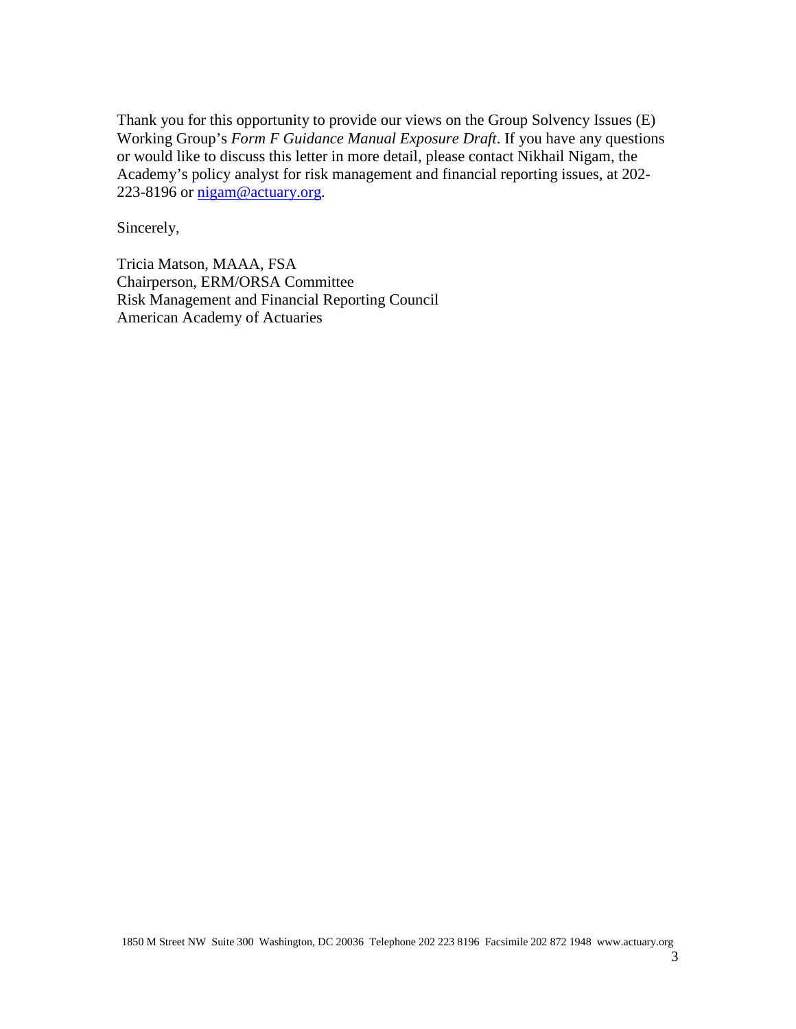Thank you for this opportunity to provide our views on the Group Solvency Issues (E) Working Group's *Form F Guidance Manual Exposure Draft*. If you have any questions or would like to discuss this letter in more detail, please contact Nikhail Nigam, the Academy's policy analyst for risk management and financial reporting issues, at 202-223-8196 or [nigam@actuary.org](mailto:nigam@actuary.org).

Sincerely,

Tricia Matson, MAAA, FSA
Chairperson, ERM/ORSA Committee
Risk Management and Financial Reporting Council
American Academy of Actuaries

1850 M Street NW Suite 300 Washington, DC 20036 Telephone 202 223 8196 Facsimile 202 872 1948 www.actuary.org